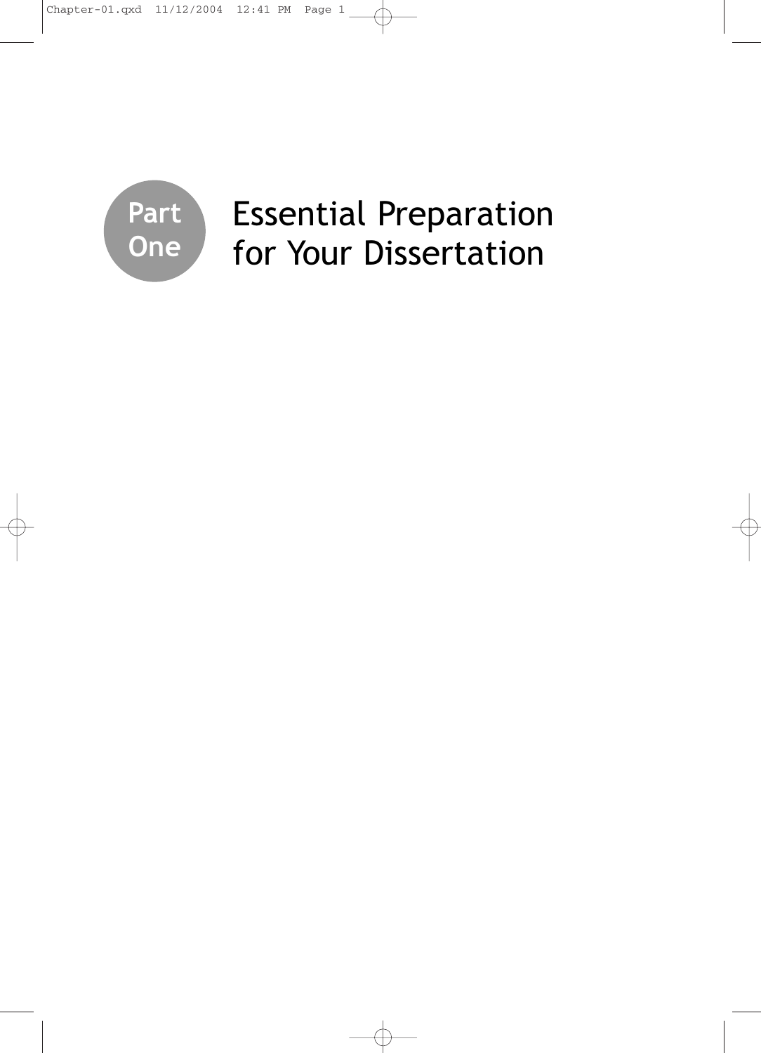# Part One

# Essential Preparation for Your Dissertation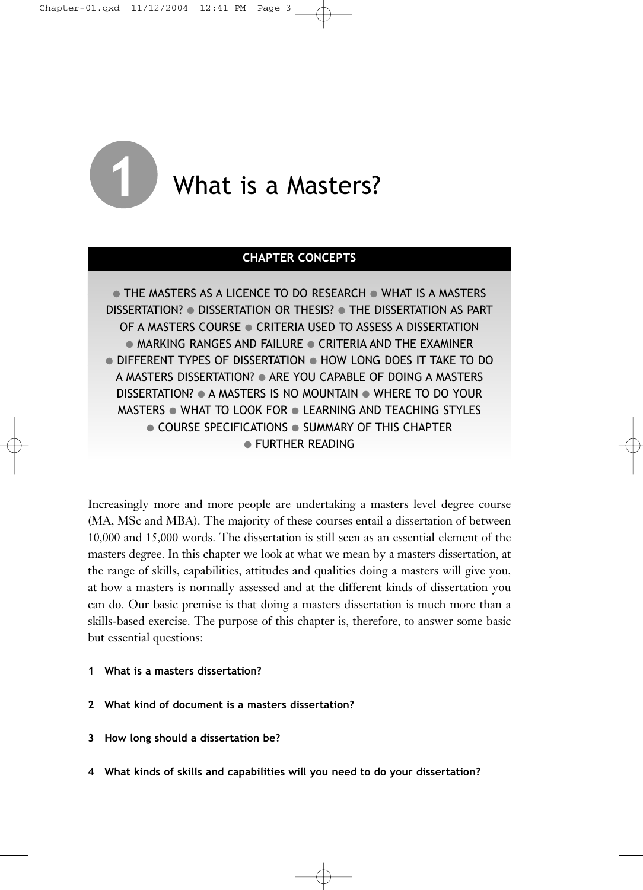# 1 What is a Masters?

**CHAPTER CONCEPTS**

● THE MASTERS AS A LICENCE TO DO RESEARCH ● WHAT IS A MASTERS DISSERTATION? ● DISSERTATION OR THESIS? ● THE DISSERTATION AS PART OF A MASTERS COURSE ● CRITERIA USED TO ASSESS A DISSERTATION ● MARKING RANGES AND FAILURE ● CRITERIA AND THE EXAMINER ● DIFFERENT TYPES OF DISSERTATION ● HOW LONG DOES IT TAKE TO DO A MASTERS DISSERTATION? ● ARE YOU CAPABLE OF DOING A MASTERS DISSERTATION? ● A MASTERS IS NO MOUNTAIN ● WHERE TO DO YOUR MASTERS ● WHAT TO LOOK FOR ● LEARNING AND TEACHING STYLES ● COURSE SPECIFICATIONS ● SUMMARY OF THIS CHAPTER ● FURTHER READING

Increasingly more and more people are undertaking a masters level degree course (MA, MSc and MBA). The majority of these courses entail a dissertation of between 10,000 and 15,000 words. The dissertation is still seen as an essential element of the masters degree. In this chapter we look at what we mean by a masters dissertation, at the range of skills, capabilities, attitudes and qualities doing a masters will give you, at how a masters is normally assessed and at the different kinds of dissertation you can do. Our basic premise is that doing a masters dissertation is much more than a skills-based exercise. The purpose of this chapter is, therefore, to answer some basic but essential questions:

1. **What is a masters dissertation?**
2. **What kind of document is a masters dissertation?**
3. **How long should a dissertation be?**
4. **What kinds of skills and capabilities will you need to do your dissertation?**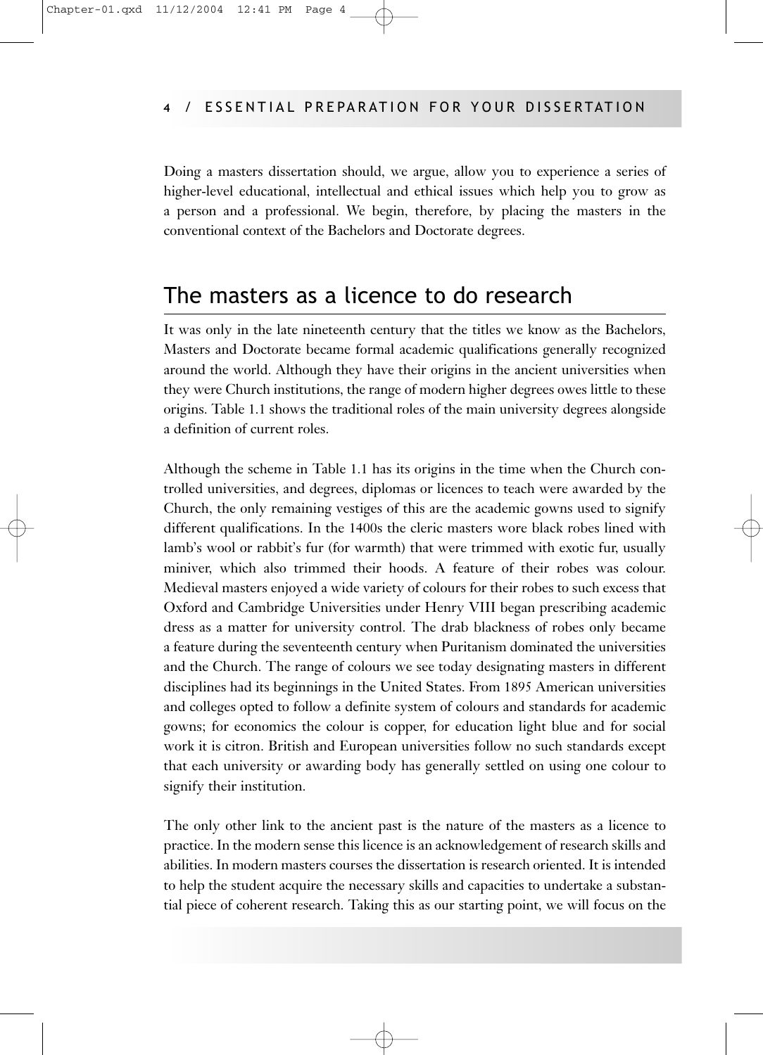Doing a masters dissertation should, we argue, allow you to experience a series of higher-level educational, intellectual and ethical issues which help you to grow as a person and a professional. We begin, therefore, by placing the masters in the conventional context of the Bachelors and Doctorate degrees.

## The masters as a licence to do research

It was only in the late nineteenth century that the titles we know as the Bachelors, Masters and Doctorate became formal academic qualifications generally recognized around the world. Although they have their origins in the ancient universities when they were Church institutions, the range of modern higher degrees owes little to these origins. Table 1.1 shows the traditional roles of the main university degrees alongside a definition of current roles.

Although the scheme in Table 1.1 has its origins in the time when the Church controlled universities, and degrees, diplomas or licences to teach were awarded by the Church, the only remaining vestiges of this are the academic gowns used to signify different qualifications. In the 1400s the cleric masters wore black robes lined with lamb's wool or rabbit's fur (for warmth) that were trimmed with exotic fur, usually miniver, which also trimmed their hoods. A feature of their robes was colour. Medieval masters enjoyed a wide variety of colours for their robes to such excess that Oxford and Cambridge Universities under Henry VIII began prescribing academic dress as a matter for university control. The drab blackness of robes only became a feature during the seventeenth century when Puritanism dominated the universities and the Church. The range of colours we see today designating masters in different disciplines had its beginnings in the United States. From 1895 American universities and colleges opted to follow a definite system of colours and standards for academic gowns; for economics the colour is copper, for education light blue and for social work it is citron. British and European universities follow no such standards except that each university or awarding body has generally settled on using one colour to signify their institution.

The only other link to the ancient past is the nature of the masters as a licence to practice. In the modern sense this licence is an acknowledgement of research skills and abilities. In modern masters courses the dissertation is research oriented. It is intended to help the student acquire the necessary skills and capacities to undertake a substantial piece of coherent research. Taking this as our starting point, we will focus on the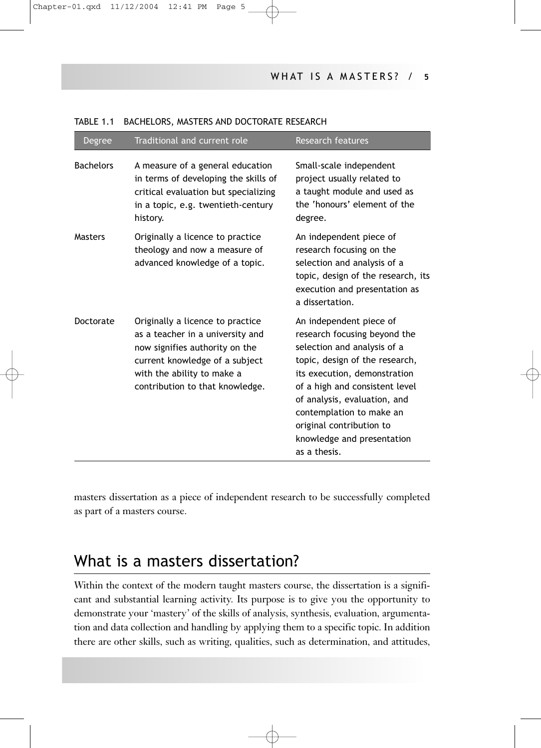TABLE 1.1 BACHELORS, MASTERS AND DOCTORATE RESEARCH

| Degree | Traditional and current role | Research features |
|---|---|---|
| Bachelors | A measure of a general education in terms of developing the skills of critical evaluation but specializing in a topic, e.g. twentieth-century history. | Small-scale independent project usually related to a taught module and used as the 'honours' element of the degree. |
| Masters | Originally a licence to practice theology and now a measure of advanced knowledge of a topic. | An independent piece of research focusing on the selection and analysis of a topic, design of the research, its execution and presentation as a dissertation. |
| Doctorate | Originally a licence to practice as a teacher in a university and now signifies authority on the current knowledge of a subject with the ability to make a contribution to that knowledge. | An independent piece of research focusing beyond the selection and analysis of a topic, design of the research, its execution, demonstration of a high and consistent level of analysis, evaluation, and contemplation to make an original contribution to knowledge and presentation as a thesis. |

masters dissertation as a piece of independent research to be successfully completed as part of a masters course.

## What is a masters dissertation?

Within the context of the modern taught masters course, the dissertation is a significant and substantial learning activity. Its purpose is to give you the opportunity to demonstrate your 'mastery' of the skills of analysis, synthesis, evaluation, argumentation and data collection and handling by applying them to a specific topic. In addition there are other skills, such as writing, qualities, such as determination, and attitudes,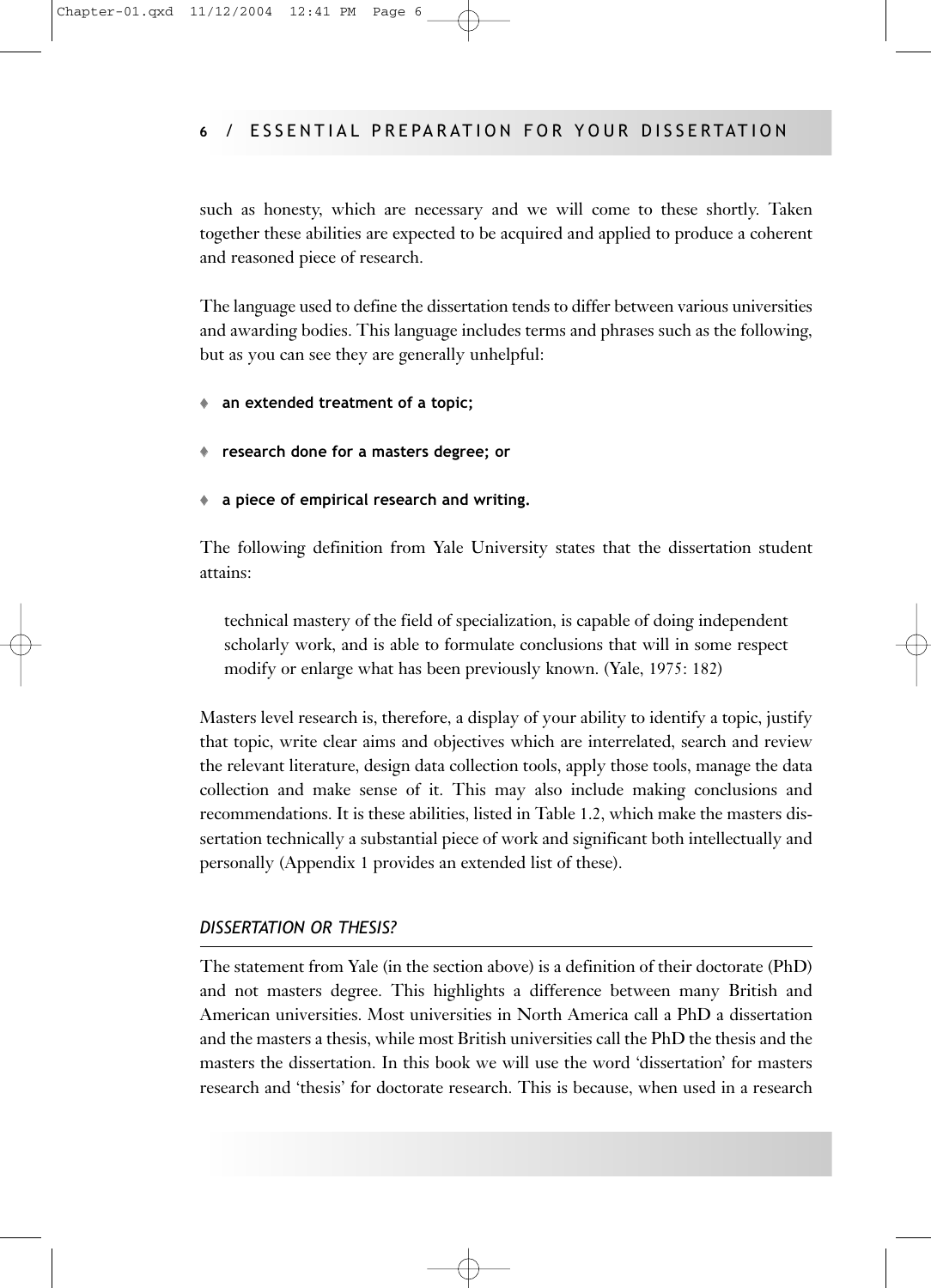such as honesty, which are necessary and we will come to these shortly. Taken together these abilities are expected to be acquired and applied to produce a coherent and reasoned piece of research.

The language used to define the dissertation tends to differ between various universities and awarding bodies. This language includes terms and phrases such as the following, but as you can see they are generally unhelpful:

- **an extended treatment of a topic;**
- **research done for a masters degree; or**
- **a piece of empirical research and writing.**

The following definition from Yale University states that the dissertation student attains:

> technical mastery of the field of specialization, is capable of doing independent scholarly work, and is able to formulate conclusions that will in some respect modify or enlarge what has been previously known. (Yale, 1975: 182)

Masters level research is, therefore, a display of your ability to identify a topic, justify that topic, write clear aims and objectives which are interrelated, search and review the relevant literature, design data collection tools, apply those tools, manage the data collection and make sense of it. This may also include making conclusions and recommendations. It is these abilities, listed in Table 1.2, which make the masters dissertation technically a substantial piece of work and significant both intellectually and personally (Appendix 1 provides an extended list of these).

### *DISSERTATION OR THESIS?*

The statement from Yale (in the section above) is a definition of their doctorate (PhD) and not masters degree. This highlights a difference between many British and American universities. Most universities in North America call a PhD a dissertation and the masters a thesis, while most British universities call the PhD the thesis and the masters the dissertation. In this book we will use the word 'dissertation' for masters research and 'thesis' for doctorate research. This is because, when used in a research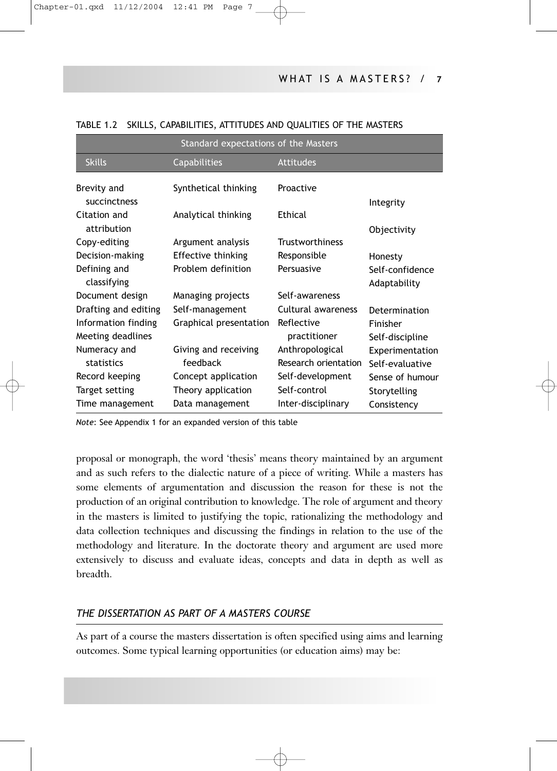TABLE 1.2 SKILLS, CAPABILITIES, ATTITUDES AND QUALITIES OF THE MASTERS

| Standard expectations of the Masters | | | |
|---|---|---|---|
| Skills | Capabilities | Attitudes | |
| Brevity and succinctness | Synthetical thinking | Proactive | Integrity |
| Citation and attribution | Analytical thinking | Ethical | Objectivity |
| Copy-editing | Argument analysis | Trustworthiness | |
| Decision-making | Effective thinking | Responsible | Honesty |
| Defining and classifying | Problem definition | Persuasive | Self-confidence |
| | | | Adaptability |
| Document design | Managing projects | Self-awareness | |
| Drafting and editing | Self-management | Cultural awareness | Determination |
| Information finding | Graphical presentation | Reflective practitioner | Finisher |
| Meeting deadlines | | | Self-discipline |
| Numeracy and statistics | Giving and receiving feedback | Anthropological | Experimentation |
| | | Research orientation | Self-evaluative |
| Record keeping | Concept application | Self-development | Sense of humour |
| Target setting | Theory application | Self-control | Storytelling |
| Time management | Data management | Inter-disciplinary | Consistency |

*Note*: See Appendix 1 for an expanded version of this table

proposal or monograph, the word 'thesis' means theory maintained by an argument and as such refers to the dialectic nature of a piece of writing. While a masters has some elements of argumentation and discussion the reason for these is not the production of an original contribution to knowledge. The role of argument and theory in the masters is limited to justifying the topic, rationalizing the methodology and data collection techniques and discussing the findings in relation to the use of the methodology and literature. In the doctorate theory and argument are used more extensively to discuss and evaluate ideas, concepts and data in depth as well as breadth.

## *THE DISSERTATION AS PART OF A MASTERS COURSE*

As part of a course the masters dissertation is often specified using aims and learning outcomes. Some typical learning opportunities (or education aims) may be: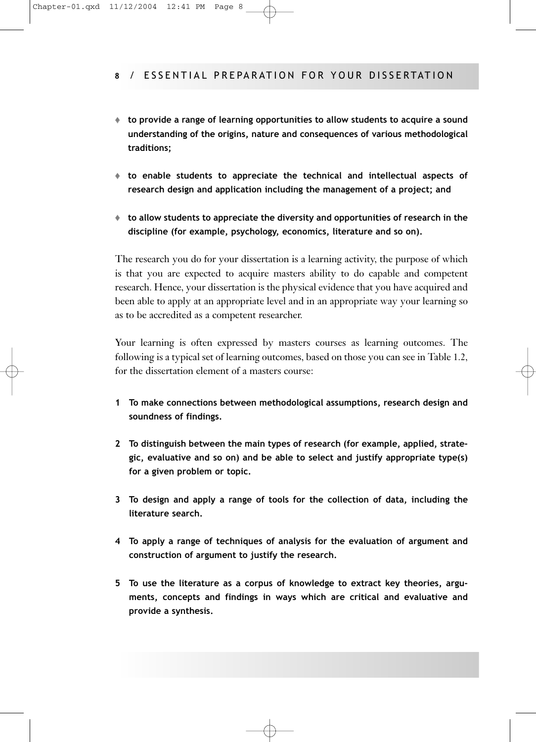- **to provide a range of learning opportunities to allow students to acquire a sound understanding of the origins, nature and consequences of various methodological traditions;**
- **to enable students to appreciate the technical and intellectual aspects of research design and application including the management of a project; and**
- **to allow students to appreciate the diversity and opportunities of research in the discipline (for example, psychology, economics, literature and so on).**

The research you do for your dissertation is a learning activity, the purpose of which is that you are expected to acquire masters ability to do capable and competent research. Hence, your dissertation is the physical evidence that you have acquired and been able to apply at an appropriate level and in an appropriate way your learning so as to be accredited as a competent researcher.

Your learning is often expressed by masters courses as learning outcomes. The following is a typical set of learning outcomes, based on those you can see in Table 1.2, for the dissertation element of a masters course:

1. **To make connections between methodological assumptions, research design and soundness of findings.**
2. **To distinguish between the main types of research (for example, applied, strategic, evaluative and so on) and be able to select and justify appropriate type(s) for a given problem or topic.**
3. **To design and apply a range of tools for the collection of data, including the literature search.**
4. **To apply a range of techniques of analysis for the evaluation of argument and construction of argument to justify the research.**
5. **To use the literature as a corpus of knowledge to extract key theories, arguments, concepts and findings in ways which are critical and evaluative and provide a synthesis.**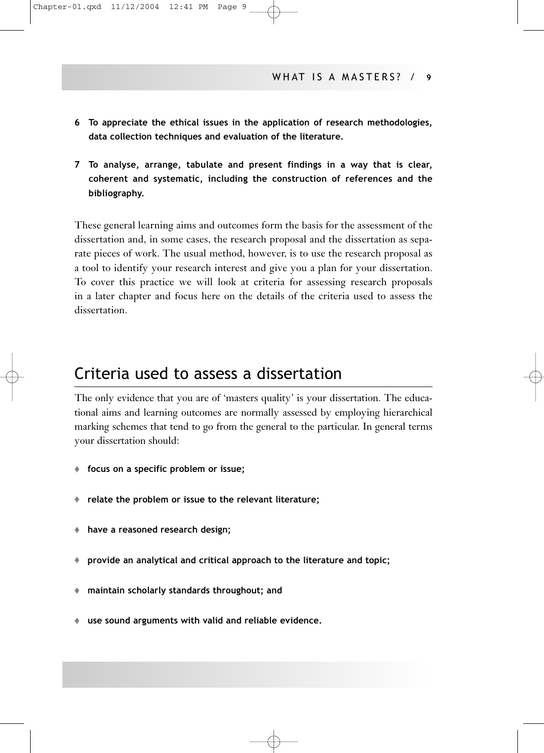6. **To appreciate the ethical issues in the application of research methodologies, data collection techniques and evaluation of the literature.**

7. **To analyse, arrange, tabulate and present findings in a way that is clear, coherent and systematic, including the construction of references and the bibliography.**

These general learning aims and outcomes form the basis for the assessment of the dissertation and, in some cases, the research proposal and the dissertation as separate pieces of work. The usual method, however, is to use the research proposal as a tool to identify your research interest and give you a plan for your dissertation. To cover this practice we will look at criteria for assessing research proposals in a later chapter and focus here on the details of the criteria used to assess the dissertation.

## Criteria used to assess a dissertation

The only evidence that you are of 'masters quality' is your dissertation. The educational aims and learning outcomes are normally assessed by employing hierarchical marking schemes that tend to go from the general to the particular. In general terms your dissertation should:

- **focus on a specific problem or issue;**
- **relate the problem or issue to the relevant literature;**
- **have a reasoned research design;**
- **provide an analytical and critical approach to the literature and topic;**
- **maintain scholarly standards throughout; and**
- **use sound arguments with valid and reliable evidence.**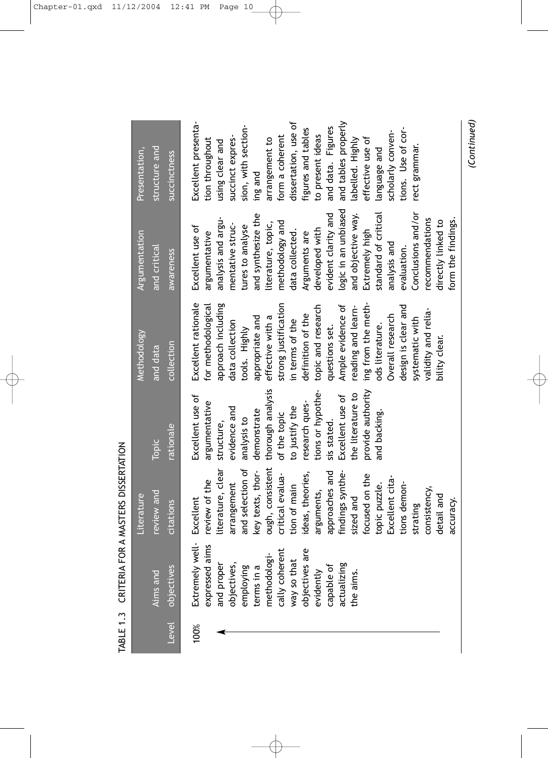TABLE 1.3 CRITERIA FOR A MASTERS DISSERTATION

| Level | Aims and objectives | Literature review and citations | Topic rationale | Methodology and data collection | Argumentation and critical awareness | Presentation, structure and succinctness |
|---|---|---|---|---|---|---|
| 100% | Extremely well-expressed aims and proper objectives, employing terms in a methodologically coherent way so that objectives are evidently capable of actualizing the aims. | Excellent review of the literature, clear arrangement and selection of key texts, thorough, consistent critical evaluation of main ideas, theories, arguments, approaches and findings synthesized and focused on the topic puzzle. Excellent citations demonstrating consistency, detail and accuracy. | Excellent use of argumentative structure, evidence and analysis to demonstrate thorough analysis of the topic to justify the research questions or hypothesis stated. Excellent use of the literature to provide authority and backing. | Excellent rationale for methodological approach including data collection tools. Highly appropriate and effective with a strong justification in terms of the definition of the topic and research questions set. Ample evidence of reading and learning from the methods literature. Overall research design is clear and systematic with validity and reliability clear. | Excellent use of argumentative analysis and argumentative structures to analyse and synthesize the literature, topic, methodology and data collected. Arguments are developed with evident clarity and logic in an unbiased and objective way. Extremely high standard of critical analysis and evaluation. Conclusions and/or recommendations directly linked to form the findings. | Excellent presentation throughout using clear and succinct expression, with sectioning and arrangement to form a coherent dissertation, use of figures and tables to present ideas and data. Figures and tables properly labelled. Highly effective use of language and scholarly conventions. Use of correct grammar. |

*(Continued)*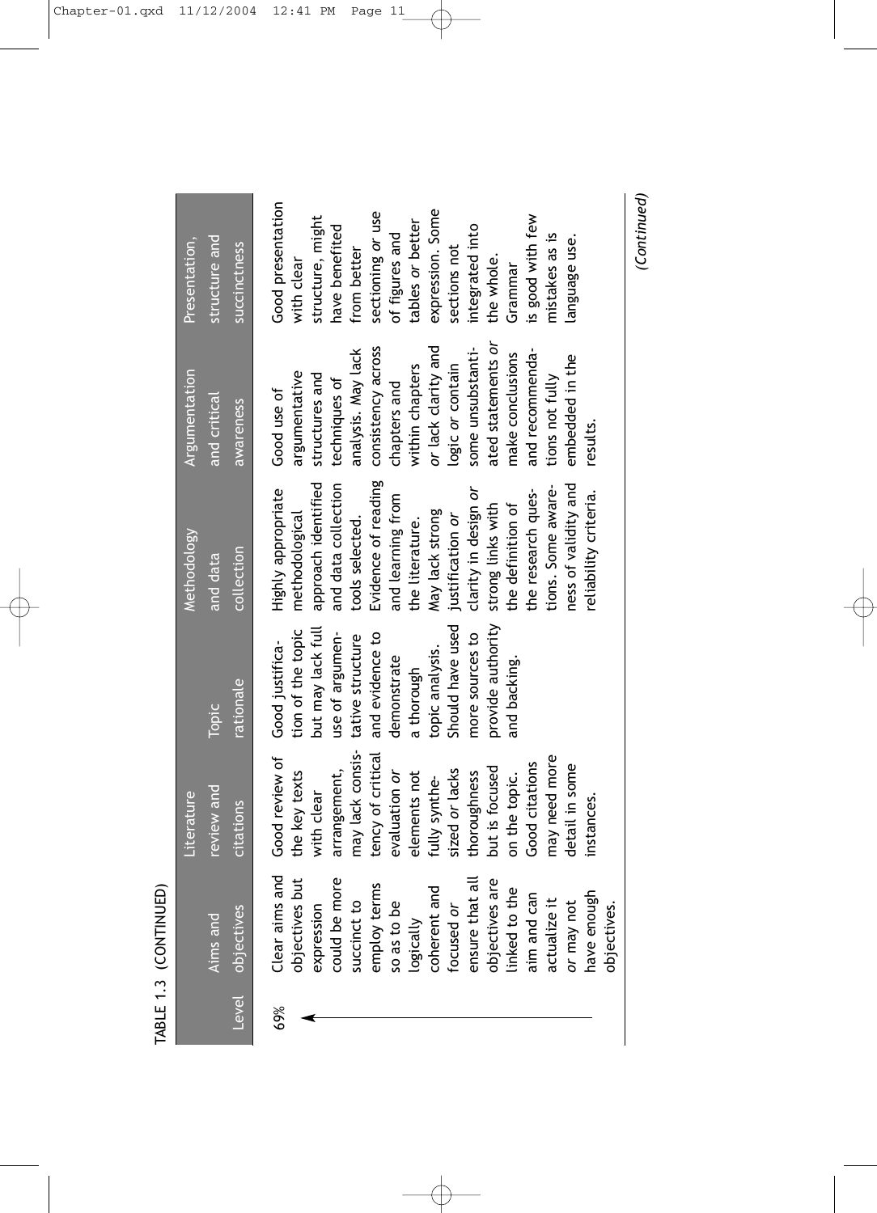TABLE 1.3 (CONTINUED)

| Level | Aims and objectives | Literature review and citations | Topic rationale | Methodology and data collection | Argumentation and critical awareness | Presentation, structure and succinctness |
|---|---|---|---|---|---|---|
| 69% | Clear aims and objectives but expression could be more succinct to employ terms so as to be logically coherent and focused *or* ensure that all objectives are linked to the aim and can actualize it *or* may not have enough objectives. | Good review of the key texts with clear arrangement, may lack consistency of critical evaluation *or* elements not fully synthesized *or* lacks thoroughness but is focused on the topic. Good citations may need more detail in some instances. | Good justification of the topic but may lack full use of argumentative structure and evidence to demonstrate a thorough topic analysis. Should have used more sources to provide authority and backing. | Highly appropriate methodological approach identified and data collection tools selected. Evidence of reading and learning from the literature. May lack strong justification *or* clarity in design *or* strong links with the definition of the research questions. Some awareness of validity and reliability criteria. | Good use of argumentative structures and techniques of analysis. May lack consistency across chapters and within chapters *or* lack clarity and logic *or* contain some unsubstantiated statements *or* make conclusions and recommendations not fully embedded in the results. | Good presentation with clear structure, might have benefited from better sectioning *or* use of figures and tables *or* better expression. Some sections not integrated into the whole. Grammar is good with few mistakes as is language use. |

*(Continued)*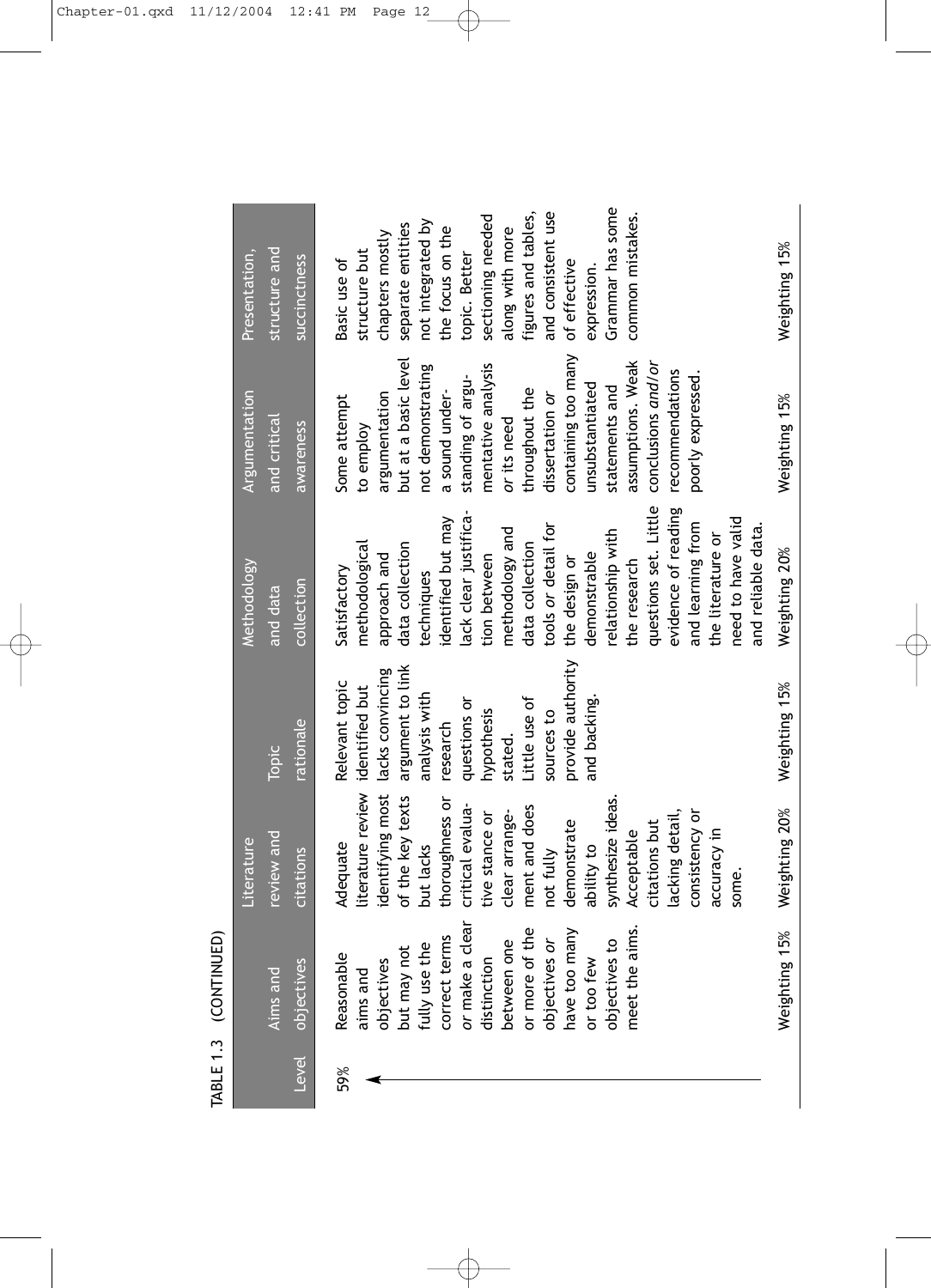TABLE 1.3 (CONTINUED)

| Level | Aims and objectives | Literature review and citations | Topic rationale | Methodology and data collection | Argumentation and critical awareness | Presentation, structure and succinctness |
|---|---|---|---|---|---|---|
| 59% | Reasonable aims and objectives but may not fully use the correct terms *or* make a clear distinction between one or more of the objectives *or* have too many or too few objectives to meet the aims. | Adequate literature review identifying most of the key texts but lacks thoroughness or critical evaluative stance or clear arrangement and does not fully demonstrate ability to synthesize ideas. Acceptable citations but lacking detail, consistency or accuracy in some. | Relevant topic identified but lacks convincing argument to link analysis with research questions or hypothesis stated. Little use of sources to provide authority and backing. | Satisfactory methodological approach and data collection techniques identified but may lack clear justification between methodology and data collection tools *or* detail for the design or demonstrable relationship with the research questions set. Little evidence of reading and learning from the literature or need to have valid and reliable data. | Some attempt to employ argumentation but at a basic level not demonstrating a sound understanding of argumentative analysis *or* its need throughout the dissertation *or* containing too many unsubstantiated statements and assumptions. Weak conclusions *and/or* recommendations poorly expressed. | Basic use of structure but chapters mostly separate entities not integrated by the focus on the topic. Better sectioning needed along with more figures and tables, and consistent use of effective expression. Grammar has some common mistakes. |
| | Weighting 15% | Weighting 20% | Weighting 15% | Weighting 20% | Weighting 15% | Weighting 15% |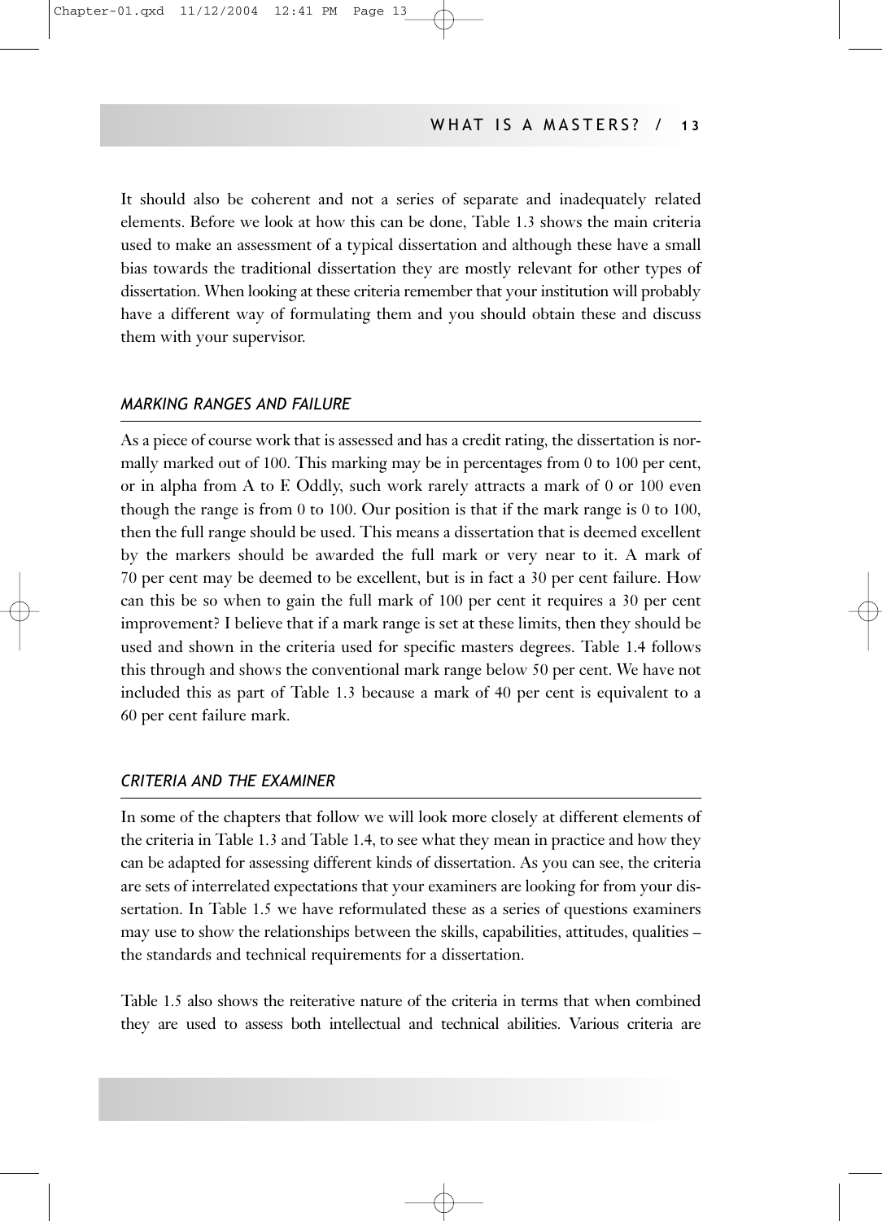It should also be coherent and not a series of separate and inadequately related elements. Before we look at how this can be done, Table 1.3 shows the main criteria used to make an assessment of a typical dissertation and although these have a small bias towards the traditional dissertation they are mostly relevant for other types of dissertation. When looking at these criteria remember that your institution will probably have a different way of formulating them and you should obtain these and discuss them with your supervisor.

### *MARKING RANGES AND FAILURE*

As a piece of course work that is assessed and has a credit rating, the dissertation is normally marked out of 100. This marking may be in percentages from 0 to 100 per cent, or in alpha from A to F. Oddly, such work rarely attracts a mark of 0 or 100 even though the range is from 0 to 100. Our position is that if the mark range is 0 to 100, then the full range should be used. This means a dissertation that is deemed excellent by the markers should be awarded the full mark or very near to it. A mark of 70 per cent may be deemed to be excellent, but is in fact a 30 per cent failure. How can this be so when to gain the full mark of 100 per cent it requires a 30 per cent improvement? I believe that if a mark range is set at these limits, then they should be used and shown in the criteria used for specific masters degrees. Table 1.4 follows this through and shows the conventional mark range below 50 per cent. We have not included this as part of Table 1.3 because a mark of 40 per cent is equivalent to a 60 per cent failure mark.

### *CRITERIA AND THE EXAMINER*

In some of the chapters that follow we will look more closely at different elements of the criteria in Table 1.3 and Table 1.4, to see what they mean in practice and how they can be adapted for assessing different kinds of dissertation. As you can see, the criteria are sets of interrelated expectations that your examiners are looking for from your dissertation. In Table 1.5 we have reformulated these as a series of questions examiners may use to show the relationships between the skills, capabilities, attitudes, qualities – the standards and technical requirements for a dissertation.

Table 1.5 also shows the reiterative nature of the criteria in terms that when combined they are used to assess both intellectual and technical abilities. Various criteria are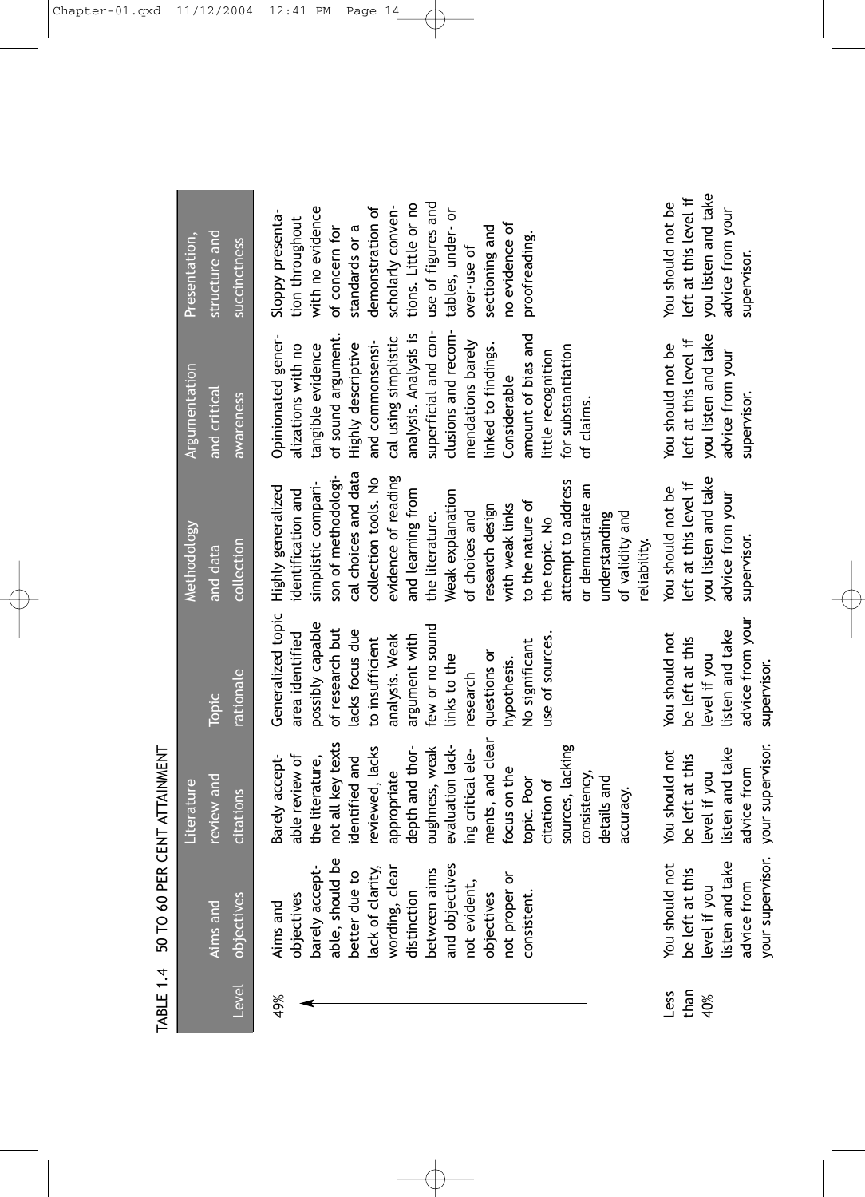TABLE 1.4 50 TO 60 PER CENT ATTAINMENT

| Level | Aims and objectives | Literature review and citations | Topic rationale | Methodology and data collection | Argumentation and critical awareness | Presentation, structure and succinctness |
|---|---|---|---|---|---|---|
| 49% | Aims and objectives barely acceptable, should be better due to lack of clarity, wording, clear distinction between aims and objectives not evident, objectives not proper or consistent. | Barely acceptable review of the literature, not all key texts identified and reviewed, lacks appropriate depth and thoroughness, weak evaluation lacking critical elements, and clear focus on the topic. Poor citation of sources, lacking consistency, details and accuracy. | Generalized topic area identified possibly capable of research but lacks focus due to insufficient analysis. Weak argument with few or no sound links to the research questions or hypothesis. No significant use of sources. | Highly generalized identification and simplistic comparison of methodological choices and data collection tools. No evidence of reading and learning from the literature. Weak explanation of choices and research design with weak links to the nature of the topic. No attempt to address or demonstrate an understanding of validity and reliability. | Opinionated generalizations with no tangible evidence of sound argument. Highly descriptive and commonsensical using simplistic analysis. Analysis is superficial and conclusions and recommendations barely linked to findings. Considerable amount of bias and little recognition for substantiation of claims. | Sloppy presentation throughout with no evidence of concern for standards or a demonstration of scholarly conventions. Little or no use of figures and tables, under- or over-use of sectioning and no evidence of proofreading. |
| Less than 40% | You should not be left at this level if you listen and take advice from your supervisor. | You should not be left at this level if you listen and take advice from your supervisor. | You should not be left at this level if you listen and take advice from your supervisor. | You should not be left at this level if you listen and take advice from your supervisor. | You should not be left at this level if you listen and take advice from your supervisor. | You should not be left at this level if you listen and take advice from your supervisor. |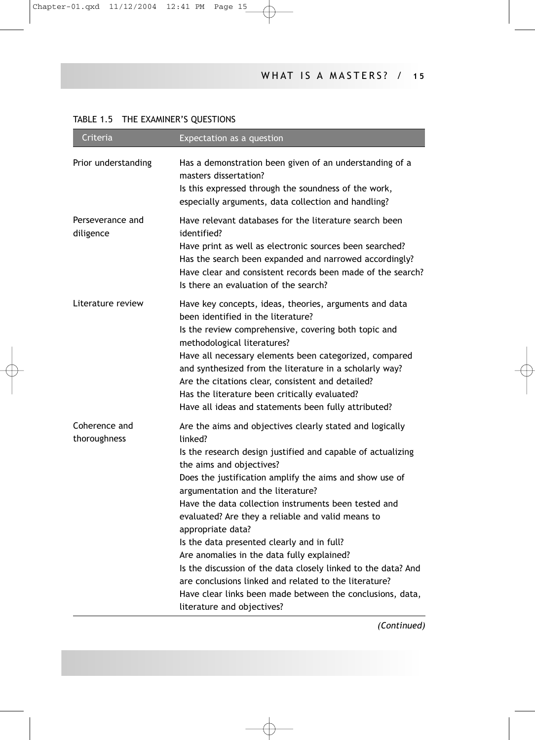TABLE 1.5 THE EXAMINER'S QUESTIONS

| Criteria | Expectation as a question |
|---|---|
| Prior understanding | Has a demonstration been given of an understanding of a masters dissertation?<br>Is this expressed through the soundness of the work, especially arguments, data collection and handling? |
| Perseverance and diligence | Have relevant databases for the literature search been identified?<br>Have print as well as electronic sources been searched?<br>Has the search been expanded and narrowed accordingly?<br>Have clear and consistent records been made of the search?<br>Is there an evaluation of the search? |
| Literature review | Have key concepts, ideas, theories, arguments and data been identified in the literature?<br>Is the review comprehensive, covering both topic and methodological literatures?<br>Have all necessary elements been categorized, compared and synthesized from the literature in a scholarly way?<br>Are the citations clear, consistent and detailed?<br>Has the literature been critically evaluated?<br>Have all ideas and statements been fully attributed? |
| Coherence and thoroughness | Are the aims and objectives clearly stated and logically linked?<br>Is the research design justified and capable of actualizing the aims and objectives?<br>Does the justification amplify the aims and show use of argumentation and the literature?<br>Have the data collection instruments been tested and evaluated? Are they a reliable and valid means to appropriate data?<br>Is the data presented clearly and in full?<br>Are anomalies in the data fully explained?<br>Is the discussion of the data closely linked to the data? And are conclusions linked and related to the literature?<br>Have clear links been made between the conclusions, data, literature and objectives? |

*(Continued)*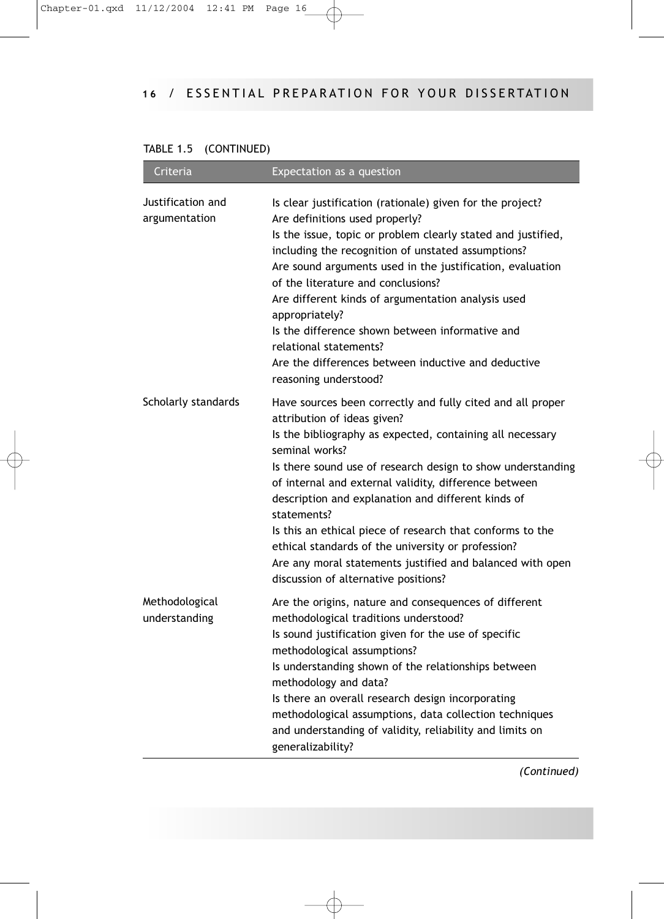TABLE 1.5 (CONTINUED)

| Criteria | Expectation as a question |
|---|---|
| Justification and argumentation | Is clear justification (rationale) given for the project?<br>Are definitions used properly?<br>Is the issue, topic or problem clearly stated and justified, including the recognition of unstated assumptions?<br>Are sound arguments used in the justification, evaluation of the literature and conclusions?<br>Are different kinds of argumentation analysis used appropriately?<br>Is the difference shown between informative and relational statements?<br>Are the differences between inductive and deductive reasoning understood? |
| Scholarly standards | Have sources been correctly and fully cited and all proper attribution of ideas given?<br>Is the bibliography as expected, containing all necessary seminal works?<br>Is there sound use of research design to show understanding of internal and external validity, difference between description and explanation and different kinds of statements?<br>Is this an ethical piece of research that conforms to the ethical standards of the university or profession?<br>Are any moral statements justified and balanced with open discussion of alternative positions? |
| Methodological understanding | Are the origins, nature and consequences of different methodological traditions understood?<br>Is sound justification given for the use of specific methodological assumptions?<br>Is understanding shown of the relationships between methodology and data?<br>Is there an overall research design incorporating methodological assumptions, data collection techniques and understanding of validity, reliability and limits on generalizability? |

*(Continued)*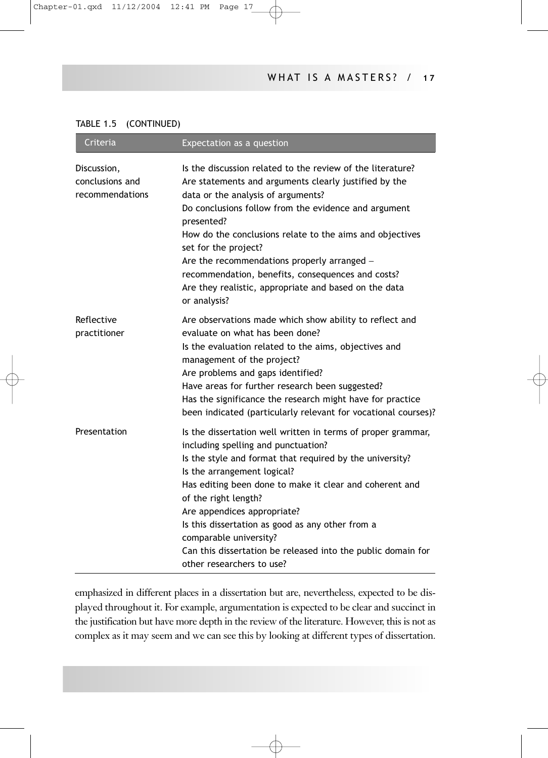TABLE 1.5 (CONTINUED)

| Criteria | Expectation as a question |
|---|---|
| Discussion, conclusions and recommendations | Is the discussion related to the review of the literature? Are statements and arguments clearly justified by the data or the analysis of arguments? Do conclusions follow from the evidence and argument presented? How do the conclusions relate to the aims and objectives set for the project? Are the recommendations properly arranged – recommendation, benefits, consequences and costs? Are they realistic, appropriate and based on the data or analysis? |
| Reflective practitioner | Are observations made which show ability to reflect and evaluate on what has been done? Is the evaluation related to the aims, objectives and management of the project? Are problems and gaps identified? Have areas for further research been suggested? Has the significance the research might have for practice been indicated (particularly relevant for vocational courses)? |
| Presentation | Is the dissertation well written in terms of proper grammar, including spelling and punctuation? Is the style and format that required by the university? Is the arrangement logical? Has editing been done to make it clear and coherent and of the right length? Are appendices appropriate? Is this dissertation as good as any other from a comparable university? Can this dissertation be released into the public domain for other researchers to use? |

emphasized in different places in a dissertation but are, nevertheless, expected to be displayed throughout it. For example, argumentation is expected to be clear and succinct in the justification but have more depth in the review of the literature. However, this is not as complex as it may seem and we can see this by looking at different types of dissertation.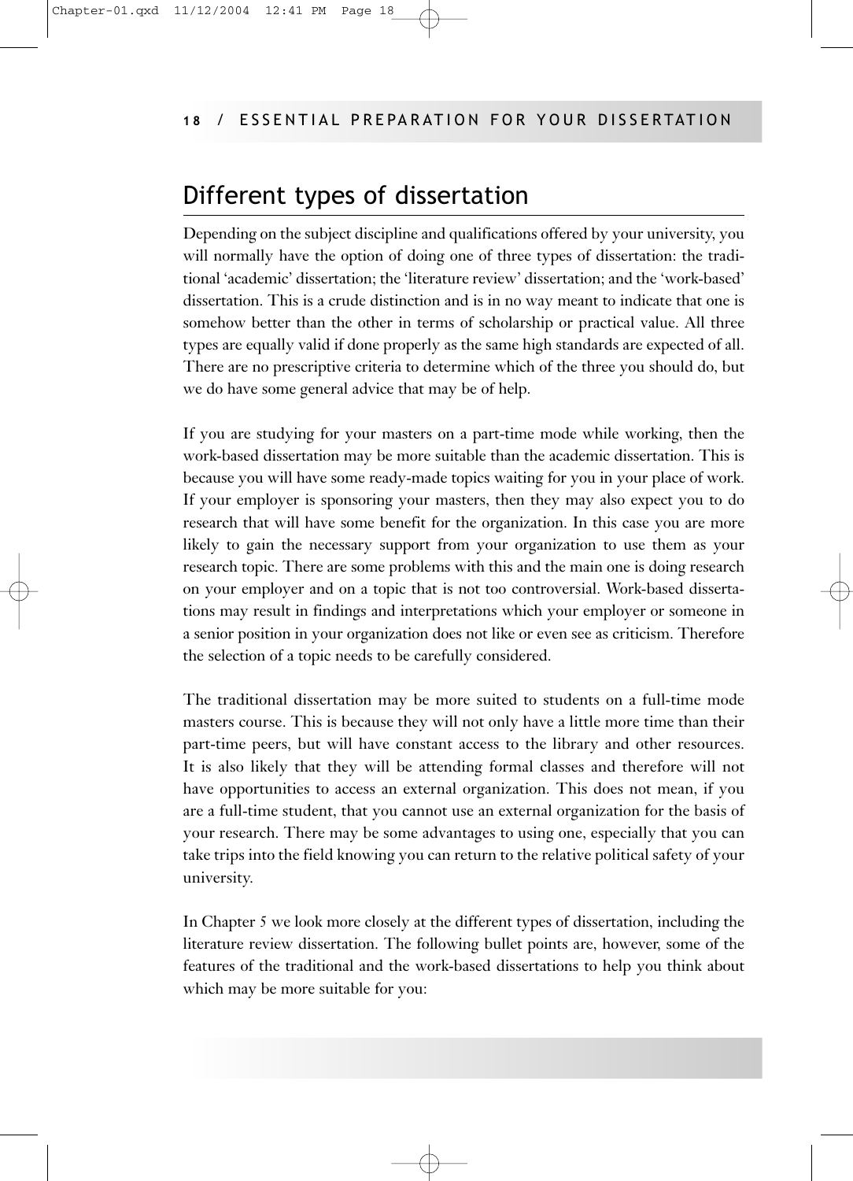## Different types of dissertation

Depending on the subject discipline and qualifications offered by your university, you will normally have the option of doing one of three types of dissertation: the traditional 'academic' dissertation; the 'literature review' dissertation; and the 'work-based' dissertation. This is a crude distinction and is in no way meant to indicate that one is somehow better than the other in terms of scholarship or practical value. All three types are equally valid if done properly as the same high standards are expected of all. There are no prescriptive criteria to determine which of the three you should do, but we do have some general advice that may be of help.

If you are studying for your masters on a part-time mode while working, then the work-based dissertation may be more suitable than the academic dissertation. This is because you will have some ready-made topics waiting for you in your place of work. If your employer is sponsoring your masters, then they may also expect you to do research that will have some benefit for the organization. In this case you are more likely to gain the necessary support from your organization to use them as your research topic. There are some problems with this and the main one is doing research on your employer and on a topic that is not too controversial. Work-based dissertations may result in findings and interpretations which your employer or someone in a senior position in your organization does not like or even see as criticism. Therefore the selection of a topic needs to be carefully considered.

The traditional dissertation may be more suited to students on a full-time mode masters course. This is because they will not only have a little more time than their part-time peers, but will have constant access to the library and other resources. It is also likely that they will be attending formal classes and therefore will not have opportunities to access an external organization. This does not mean, if you are a full-time student, that you cannot use an external organization for the basis of your research. There may be some advantages to using one, especially that you can take trips into the field knowing you can return to the relative political safety of your university.

In Chapter 5 we look more closely at the different types of dissertation, including the literature review dissertation. The following bullet points are, however, some of the features of the traditional and the work-based dissertations to help you think about which may be more suitable for you: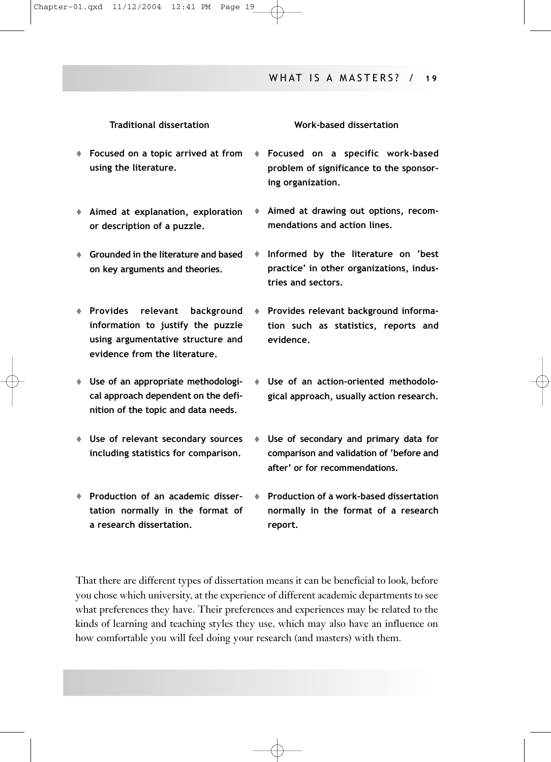| Traditional dissertation | Work-based dissertation |
|---|---|
| Focused on a topic arrived at from using the literature. | Focused on a specific work-based problem of significance to the sponsoring organization. |
| Aimed at explanation, exploration or description of a puzzle. | Aimed at drawing out options, recommendations and action lines. |
| Grounded in the literature and based on key arguments and theories. | Informed by the literature on 'best practice' in other organizations, industries and sectors. |
| Provides relevant background information to justify the puzzle using argumentative structure and evidence from the literature. | Provides relevant background information such as statistics, reports and evidence. |
| Use of an appropriate methodological approach dependent on the definition of the topic and data needs. | Use of an action-oriented methodological approach, usually action research. |
| Use of relevant secondary sources including statistics for comparison. | Use of secondary and primary data for comparison and validation of 'before and after' or for recommendations. |
| Production of an academic dissertation normally in the format of a research dissertation. | Production of a work-based dissertation normally in the format of a research report. |

That there are different types of dissertation means it can be beneficial to look, before you chose which university, at the experience of different academic departments to see what preferences they have. Their preferences and experiences may be related to the kinds of learning and teaching styles they use, which may also have an influence on how comfortable you will feel doing your research (and masters) with them.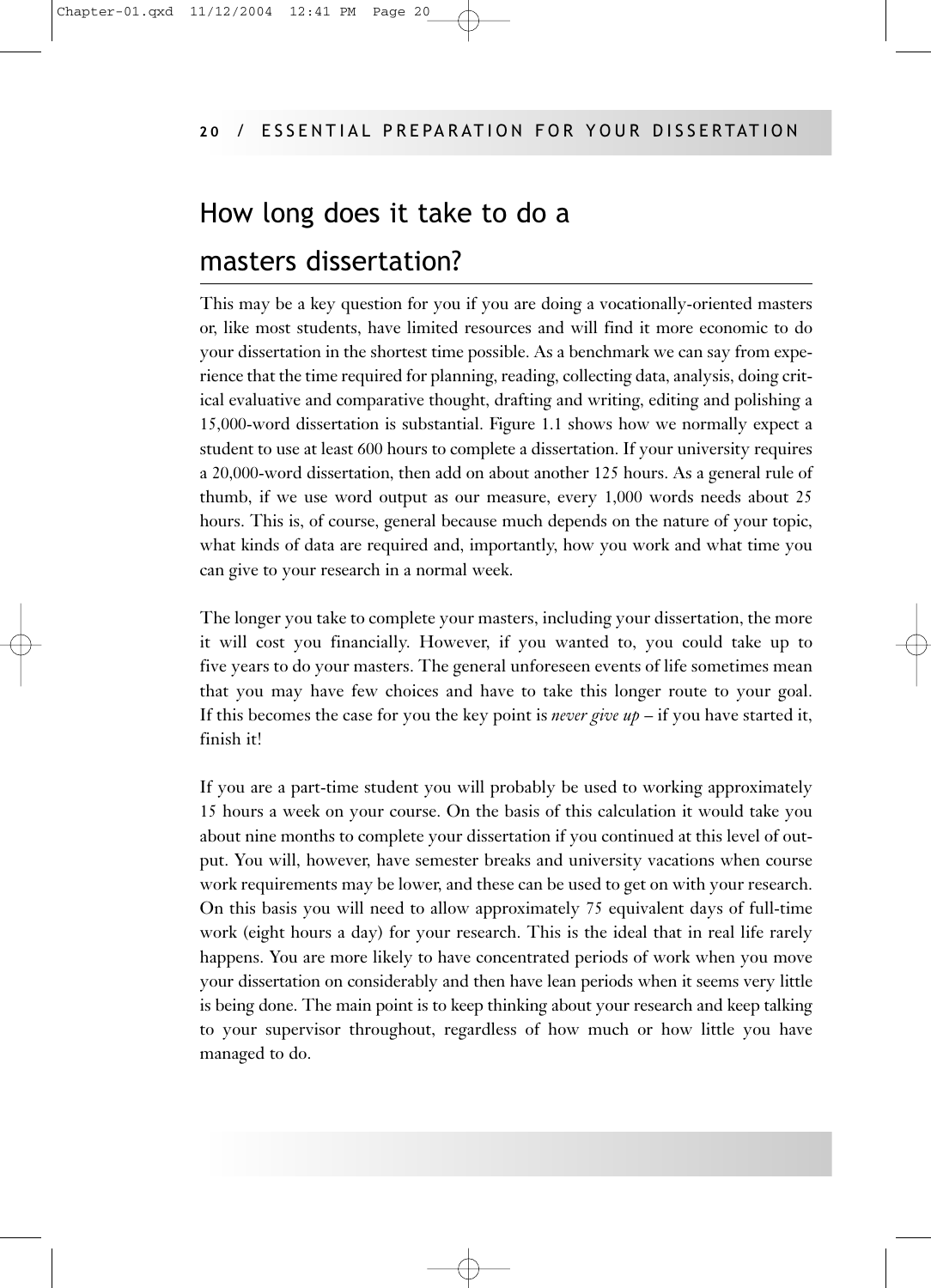## How long does it take to do a masters dissertation?

This may be a key question for you if you are doing a vocationally-oriented masters or, like most students, have limited resources and will find it more economic to do your dissertation in the shortest time possible. As a benchmark we can say from experience that the time required for planning, reading, collecting data, analysis, doing critical evaluative and comparative thought, drafting and writing, editing and polishing a 15,000-word dissertation is substantial. Figure 1.1 shows how we normally expect a student to use at least 600 hours to complete a dissertation. If your university requires a 20,000-word dissertation, then add on about another 125 hours. As a general rule of thumb, if we use word output as our measure, every 1,000 words needs about 25 hours. This is, of course, general because much depends on the nature of your topic, what kinds of data are required and, importantly, how you work and what time you can give to your research in a normal week.

The longer you take to complete your masters, including your dissertation, the more it will cost you financially. However, if you wanted to, you could take up to five years to do your masters. The general unforeseen events of life sometimes mean that you may have few choices and have to take this longer route to your goal. If this becomes the case for you the key point is *never give up* – if you have started it, finish it!

If you are a part-time student you will probably be used to working approximately 15 hours a week on your course. On the basis of this calculation it would take you about nine months to complete your dissertation if you continued at this level of output. You will, however, have semester breaks and university vacations when course work requirements may be lower, and these can be used to get on with your research. On this basis you will need to allow approximately 75 equivalent days of full-time work (eight hours a day) for your research. This is the ideal that in real life rarely happens. You are more likely to have concentrated periods of work when you move your dissertation on considerably and then have lean periods when it seems very little is being done. The main point is to keep thinking about your research and keep talking to your supervisor throughout, regardless of how much or how little you have managed to do.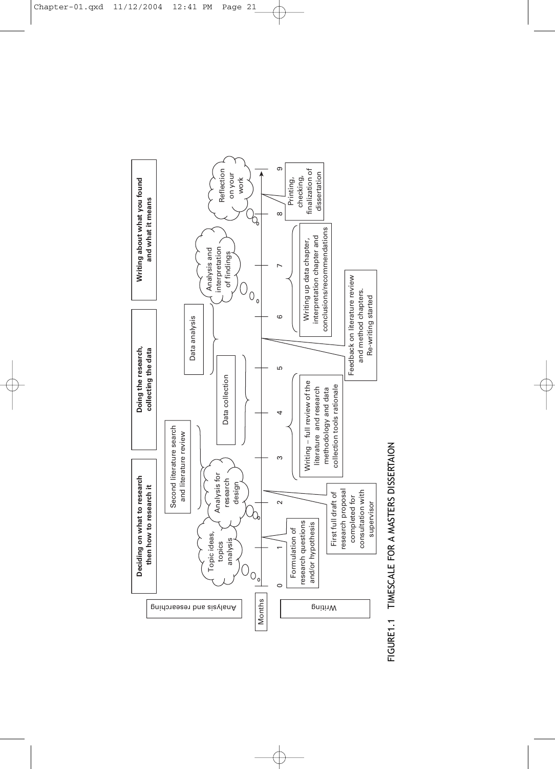**Deciding on what to research then how to research it**

**Doing the research, collecting the data**

**Writing about what you found and what it means**

Analysis and researching

- Topic ideas, topics analysis
- Analysis for research design
- Second literature search and literature review
- Data collection
- Data analysis
- Analysis and interpretation of findings
- Reflection on your work

Months: 0 – 1 – 2 – 3 – 4 – 5 – 6 – 7 – 8 – 9

Writing

- Formulation of research questions and/or hypothesis
- First full draft of research proposal completed for consultation with supervisor
- Writing – full review of the literature and research methodology and data collection tools rationale
- Feedback on literature review and method chapters. Re-writing started
- Writing up data chapter, interpretation chapter and conclusions/recommendations
- Printing, checking, finalization of dissertation

FIGURE1.1 TIMESCALE FOR A MASTERS DISSERTAION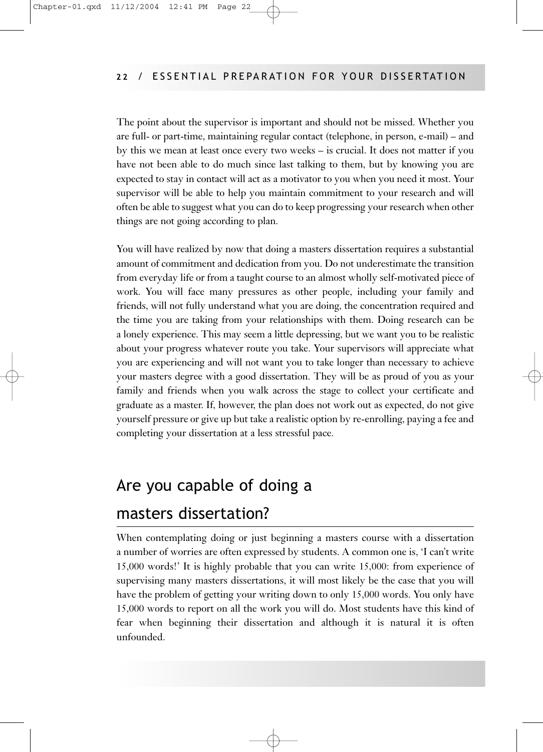The point about the supervisor is important and should not be missed. Whether you are full- or part-time, maintaining regular contact (telephone, in person, e-mail) – and by this we mean at least once every two weeks – is crucial. It does not matter if you have not been able to do much since last talking to them, but by knowing you are expected to stay in contact will act as a motivator to you when you need it most. Your supervisor will be able to help you maintain commitment to your research and will often be able to suggest what you can do to keep progressing your research when other things are not going according to plan.

You will have realized by now that doing a masters dissertation requires a substantial amount of commitment and dedication from you. Do not underestimate the transition from everyday life or from a taught course to an almost wholly self-motivated piece of work. You will face many pressures as other people, including your family and friends, will not fully understand what you are doing, the concentration required and the time you are taking from your relationships with them. Doing research can be a lonely experience. This may seem a little depressing, but we want you to be realistic about your progress whatever route you take. Your supervisors will appreciate what you are experiencing and will not want you to take longer than necessary to achieve your masters degree with a good dissertation. They will be as proud of you as your family and friends when you walk across the stage to collect your certificate and graduate as a master. If, however, the plan does not work out as expected, do not give yourself pressure or give up but take a realistic option by re-enrolling, paying a fee and completing your dissertation at a less stressful pace.

## Are you capable of doing a masters dissertation?

When contemplating doing or just beginning a masters course with a dissertation a number of worries are often expressed by students. A common one is, 'I can't write 15,000 words!' It is highly probable that you can write 15,000: from experience of supervising many masters dissertations, it will most likely be the case that you will have the problem of getting your writing down to only 15,000 words. You only have 15,000 words to report on all the work you will do. Most students have this kind of fear when beginning their dissertation and although it is natural it is often unfounded.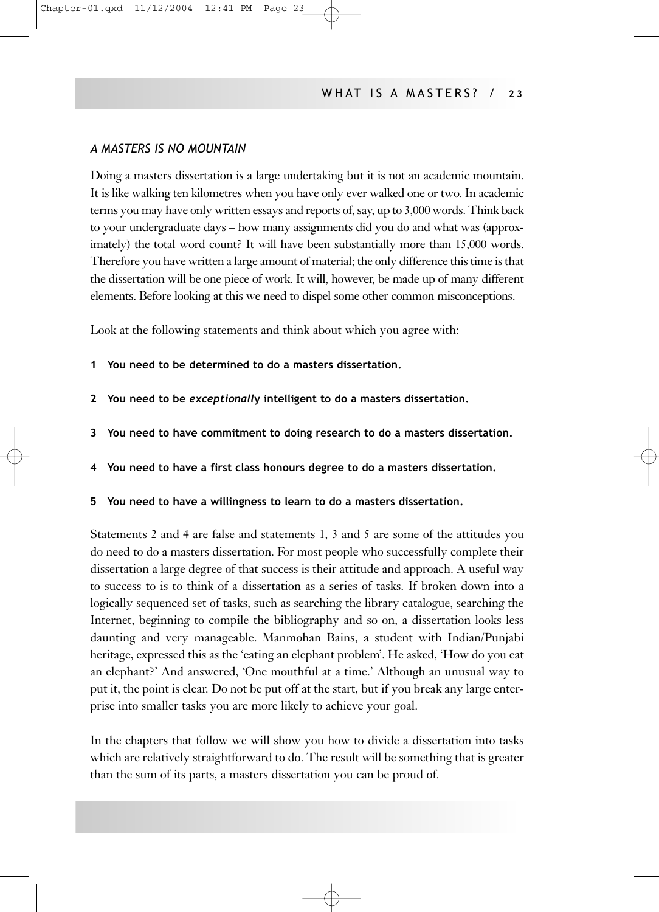## *A MASTERS IS NO MOUNTAIN*

Doing a masters dissertation is a large undertaking but it is not an academic mountain. It is like walking ten kilometres when you have only ever walked one or two. In academic terms you may have only written essays and reports of, say, up to 3,000 words. Think back to your undergraduate days – how many assignments did you do and what was (approximately) the total word count? It will have been substantially more than 15,000 words. Therefore you have written a large amount of material; the only difference this time is that the dissertation will be one piece of work. It will, however, be made up of many different elements. Before looking at this we need to dispel some other common misconceptions.

Look at the following statements and think about which you agree with:

1. **You need to be determined to do a masters dissertation.**
2. **You need to be *exceptionally* intelligent to do a masters dissertation.**
3. **You need to have commitment to doing research to do a masters dissertation.**
4. **You need to have a first class honours degree to do a masters dissertation.**
5. **You need to have a willingness to learn to do a masters dissertation.**

Statements 2 and 4 are false and statements 1, 3 and 5 are some of the attitudes you do need to do a masters dissertation. For most people who successfully complete their dissertation a large degree of that success is their attitude and approach. A useful way to success to is to think of a dissertation as a series of tasks. If broken down into a logically sequenced set of tasks, such as searching the library catalogue, searching the Internet, beginning to compile the bibliography and so on, a dissertation looks less daunting and very manageable. Manmohan Bains, a student with Indian/Punjabi heritage, expressed this as the 'eating an elephant problem'. He asked, 'How do you eat an elephant?' And answered, 'One mouthful at a time.' Although an unusual way to put it, the point is clear. Do not be put off at the start, but if you break any large enterprise into smaller tasks you are more likely to achieve your goal.

In the chapters that follow we will show you how to divide a dissertation into tasks which are relatively straightforward to do. The result will be something that is greater than the sum of its parts, a masters dissertation you can be proud of.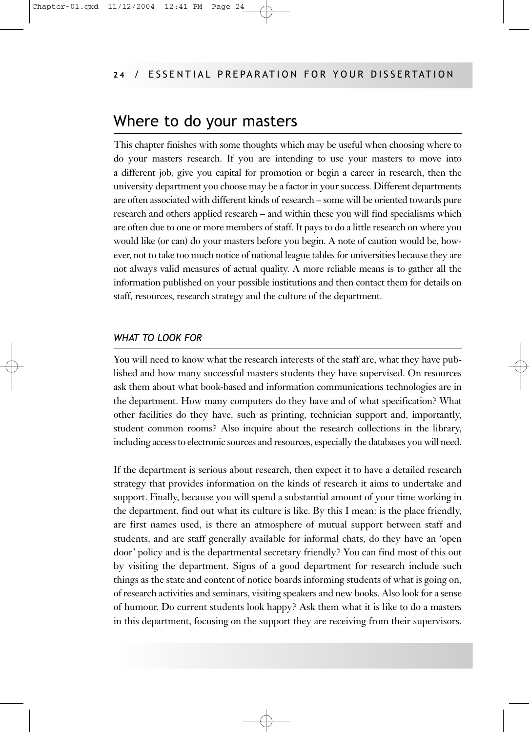## Where to do your masters

This chapter finishes with some thoughts which may be useful when choosing where to do your masters research. If you are intending to use your masters to move into a different job, give you capital for promotion or begin a career in research, then the university department you choose may be a factor in your success. Different departments are often associated with different kinds of research – some will be oriented towards pure research and others applied research – and within these you will find specialisms which are often due to one or more members of staff. It pays to do a little research on where you would like (or can) do your masters before you begin. A note of caution would be, however, not to take too much notice of national league tables for universities because they are not always valid measures of actual quality. A more reliable means is to gather all the information published on your possible institutions and then contact them for details on staff, resources, research strategy and the culture of the department.

### *WHAT TO LOOK FOR*

You will need to know what the research interests of the staff are, what they have published and how many successful masters students they have supervised. On resources ask them about what book-based and information communications technologies are in the department. How many computers do they have and of what specification? What other facilities do they have, such as printing, technician support and, importantly, student common rooms? Also inquire about the research collections in the library, including access to electronic sources and resources, especially the databases you will need.

If the department is serious about research, then expect it to have a detailed research strategy that provides information on the kinds of research it aims to undertake and support. Finally, because you will spend a substantial amount of your time working in the department, find out what its culture is like. By this I mean: is the place friendly, are first names used, is there an atmosphere of mutual support between staff and students, and are staff generally available for informal chats, do they have an 'open door' policy and is the departmental secretary friendly? You can find most of this out by visiting the department. Signs of a good department for research include such things as the state and content of notice boards informing students of what is going on, of research activities and seminars, visiting speakers and new books. Also look for a sense of humour. Do current students look happy? Ask them what it is like to do a masters in this department, focusing on the support they are receiving from their supervisors.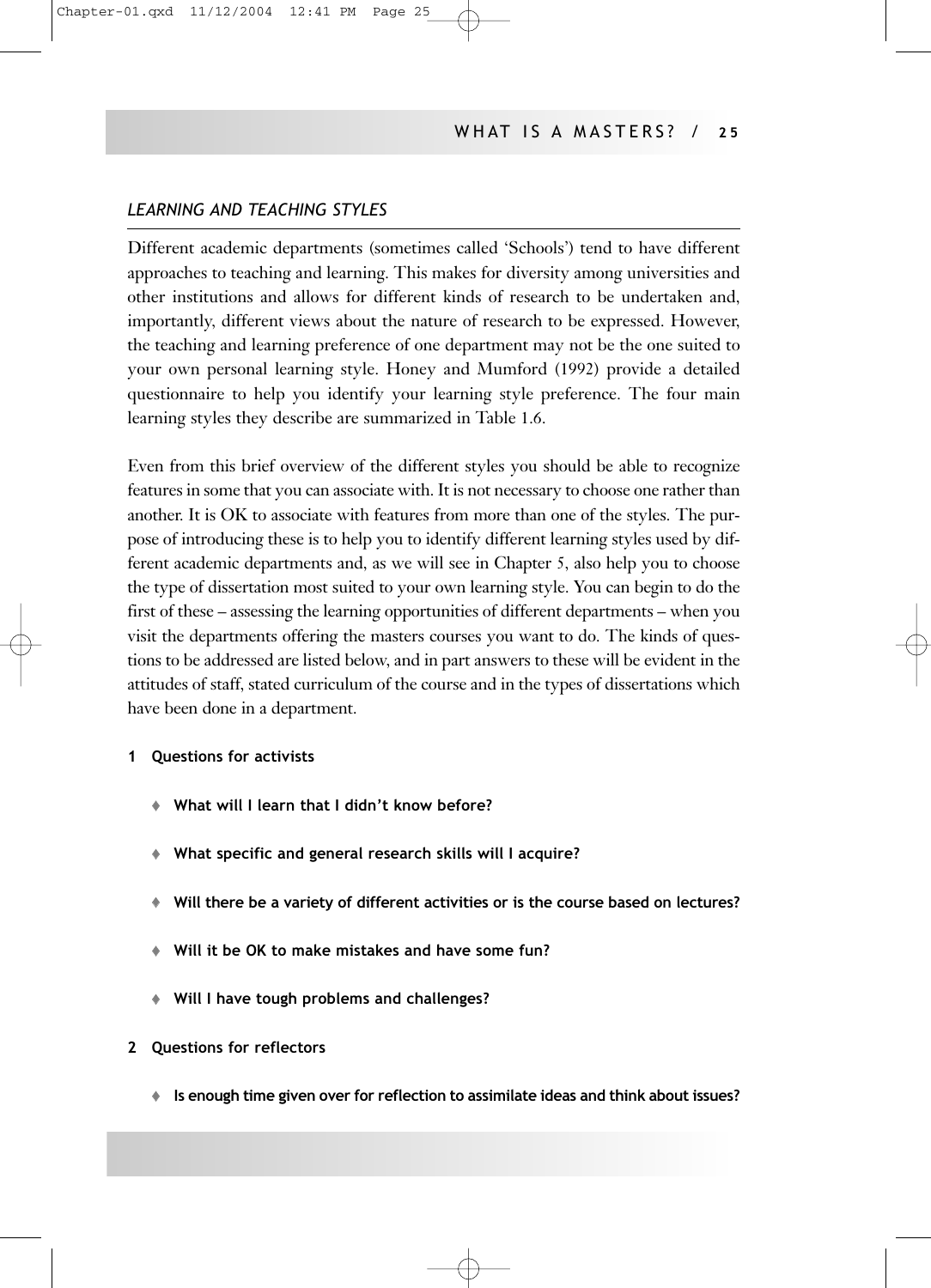## *LEARNING AND TEACHING STYLES*

Different academic departments (sometimes called 'Schools') tend to have different approaches to teaching and learning. This makes for diversity among universities and other institutions and allows for different kinds of research to be undertaken and, importantly, different views about the nature of research to be expressed. However, the teaching and learning preference of one department may not be the one suited to your own personal learning style. Honey and Mumford (1992) provide a detailed questionnaire to help you identify your learning style preference. The four main learning styles they describe are summarized in Table 1.6.

Even from this brief overview of the different styles you should be able to recognize features in some that you can associate with. It is not necessary to choose one rather than another. It is OK to associate with features from more than one of the styles. The purpose of introducing these is to help you to identify different learning styles used by different academic departments and, as we will see in Chapter 5, also help you to choose the type of dissertation most suited to your own learning style. You can begin to do the first of these – assessing the learning opportunities of different departments – when you visit the departments offering the masters courses you want to do. The kinds of questions to be addressed are listed below, and in part answers to these will be evident in the attitudes of staff, stated curriculum of the course and in the types of dissertations which have been done in a department.

**1 Questions for activists**

- **What will I learn that I didn't know before?**
- **What specific and general research skills will I acquire?**
- **Will there be a variety of different activities or is the course based on lectures?**
- **Will it be OK to make mistakes and have some fun?**
- **Will I have tough problems and challenges?**

**2 Questions for reflectors**

- **Is enough time given over for reflection to assimilate ideas and think about issues?**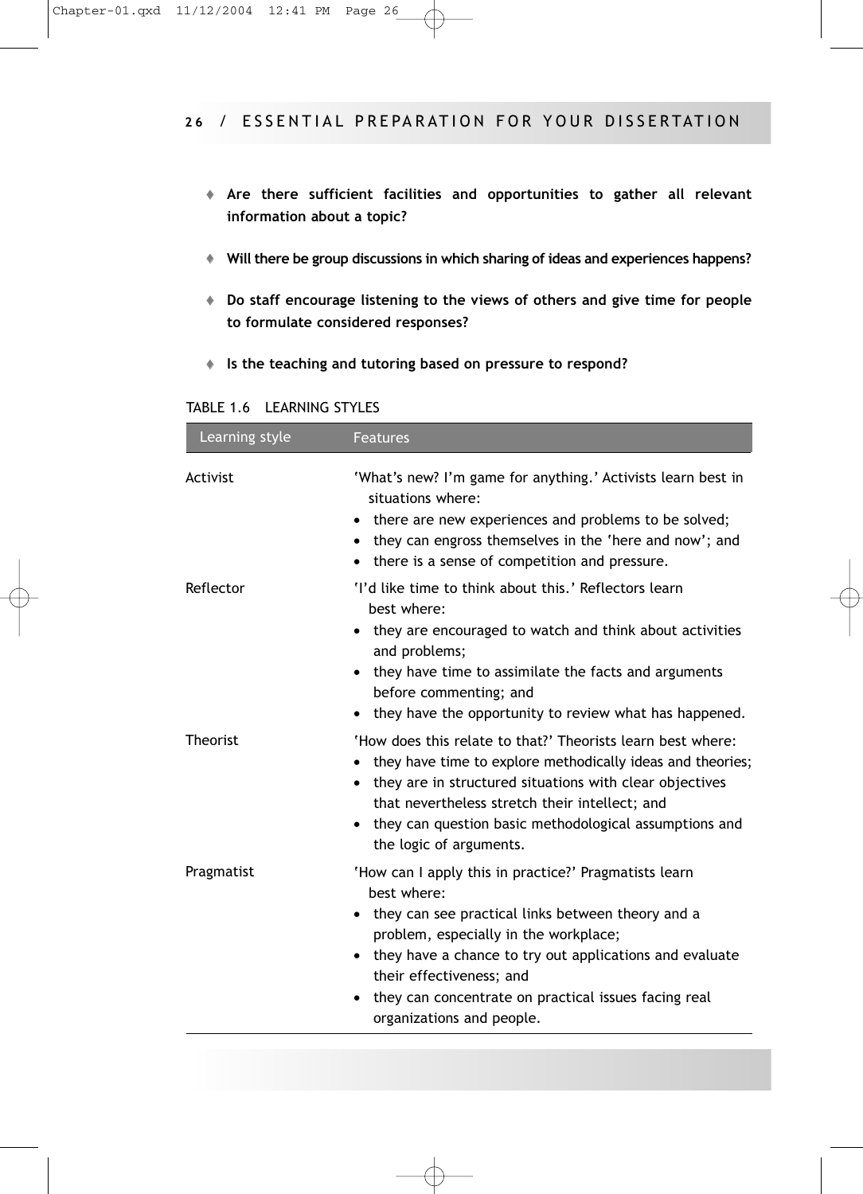- **Are there sufficient facilities and opportunities to gather all relevant information about a topic?**

- **Will there be group discussions in which sharing of ideas and experiences happens?**

- **Do staff encourage listening to the views of others and give time for people to formulate considered responses?**

- **Is the teaching and tutoring based on pressure to respond?**

TABLE 1.6 LEARNING STYLES

| Learning style | Features |
|---|---|
| Activist | 'What's new? I'm game for anything.' Activists learn best in situations where:<br>• there are new experiences and problems to be solved;<br>• they can engross themselves in the 'here and now'; and<br>• there is a sense of competition and pressure. |
| Reflector | 'I'd like time to think about this.' Reflectors learn best where:<br>• they are encouraged to watch and think about activities and problems;<br>• they have time to assimilate the facts and arguments before commenting; and<br>• they have the opportunity to review what has happened. |
| Theorist | 'How does this relate to that?' Theorists learn best where:<br>• they have time to explore methodically ideas and theories;<br>• they are in structured situations with clear objectives that nevertheless stretch their intellect; and<br>• they can question basic methodological assumptions and the logic of arguments. |
| Pragmatist | 'How can I apply this in practice?' Pragmatists learn best where:<br>• they can see practical links between theory and a problem, especially in the workplace;<br>• they have a chance to try out applications and evaluate their effectiveness; and<br>• they can concentrate on practical issues facing real organizations and people. |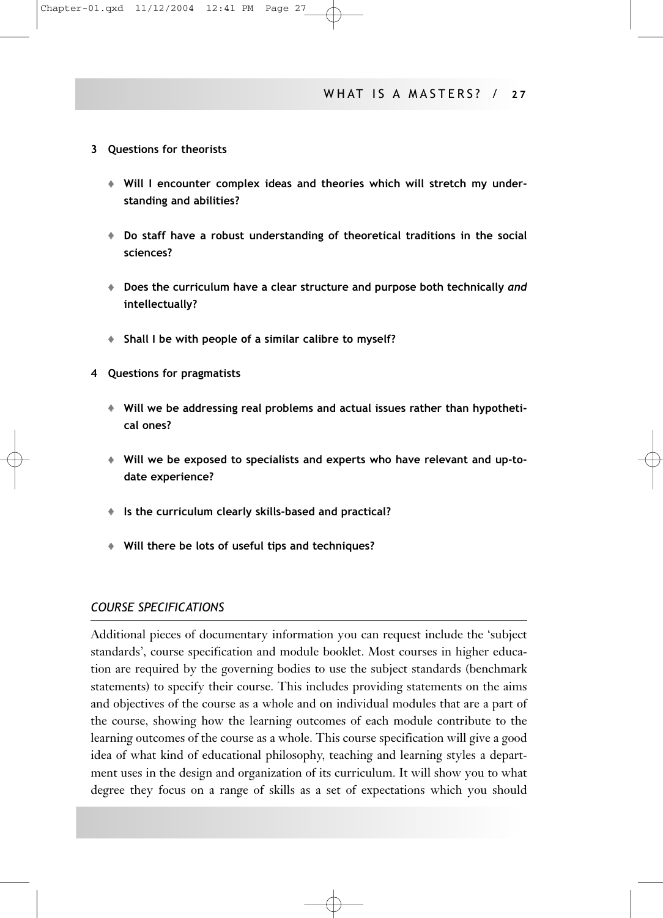**3 Questions for theorists**

- **Will I encounter complex ideas and theories which will stretch my understanding and abilities?**
- **Do staff have a robust understanding of theoretical traditions in the social sciences?**
- **Does the curriculum have a clear structure and purpose both technically *and* intellectually?**
- **Shall I be with people of a similar calibre to myself?**

**4 Questions for pragmatists**

- **Will we be addressing real problems and actual issues rather than hypothetical ones?**
- **Will we be exposed to specialists and experts who have relevant and up-to-date experience?**
- **Is the curriculum clearly skills-based and practical?**
- **Will there be lots of useful tips and techniques?**

### *COURSE SPECIFICATIONS*

Additional pieces of documentary information you can request include the 'subject standards', course specification and module booklet. Most courses in higher education are required by the governing bodies to use the subject standards (benchmark statements) to specify their course. This includes providing statements on the aims and objectives of the course as a whole and on individual modules that are a part of the course, showing how the learning outcomes of each module contribute to the learning outcomes of the course as a whole. This course specification will give a good idea of what kind of educational philosophy, teaching and learning styles a department uses in the design and organization of its curriculum. It will show you to what degree they focus on a range of skills as a set of expectations which you should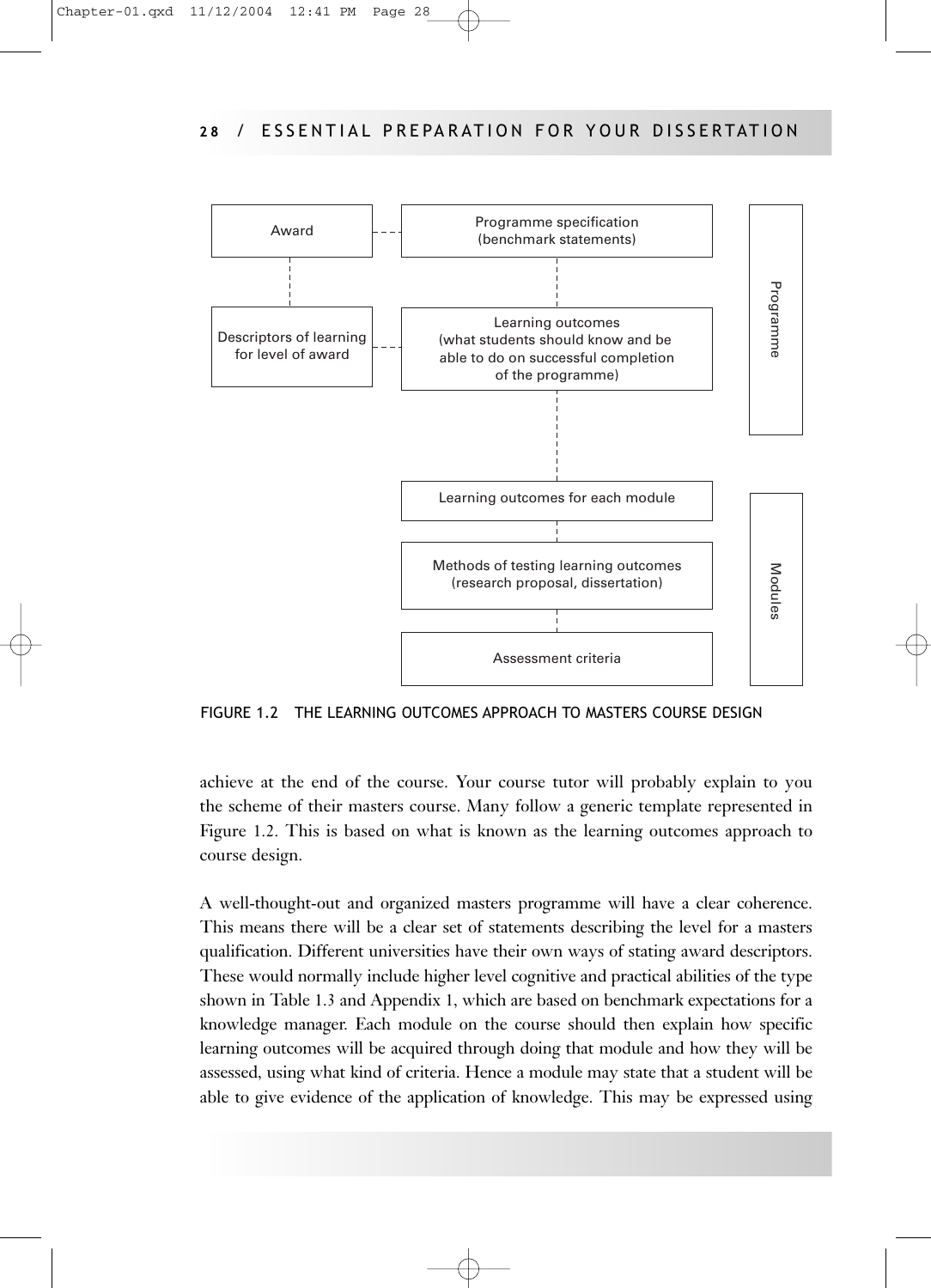Award

Programme specification (benchmark statements)

Descriptors of learning for level of award

Learning outcomes (what students should know and be able to do on successful completion of the programme)

Programme

Learning outcomes for each module

Methods of testing learning outcomes (research proposal, dissertation)

Assessment criteria

Modules

FIGURE 1.2 THE LEARNING OUTCOMES APPROACH TO MASTERS COURSE DESIGN

achieve at the end of the course. Your course tutor will probably explain to you the scheme of their masters course. Many follow a generic template represented in Figure 1.2. This is based on what is known as the learning outcomes approach to course design.

A well-thought-out and organized masters programme will have a clear coherence. This means there will be a clear set of statements describing the level for a masters qualification. Different universities have their own ways of stating award descriptors. These would normally include higher level cognitive and practical abilities of the type shown in Table 1.3 and Appendix 1, which are based on benchmark expectations for a knowledge manager. Each module on the course should then explain how specific learning outcomes will be acquired through doing that module and how they will be assessed, using what kind of criteria. Hence a module may state that a student will be able to give evidence of the application of knowledge. This may be expressed using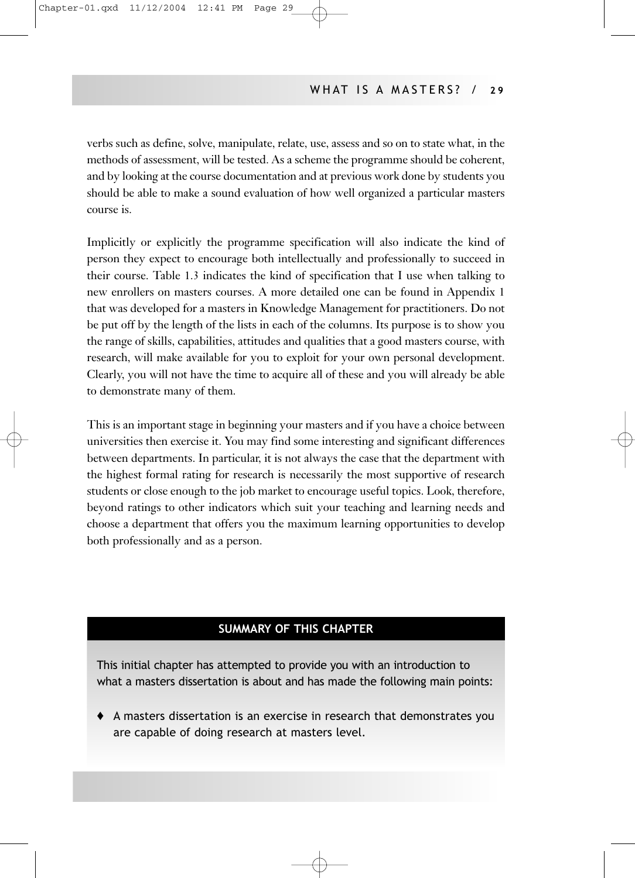verbs such as define, solve, manipulate, relate, use, assess and so on to state what, in the methods of assessment, will be tested. As a scheme the programme should be coherent, and by looking at the course documentation and at previous work done by students you should be able to make a sound evaluation of how well organized a particular masters course is.

Implicitly or explicitly the programme specification will also indicate the kind of person they expect to encourage both intellectually and professionally to succeed in their course. Table 1.3 indicates the kind of specification that I use when talking to new enrollers on masters courses. A more detailed one can be found in Appendix 1 that was developed for a masters in Knowledge Management for practitioners. Do not be put off by the length of the lists in each of the columns. Its purpose is to show you the range of skills, capabilities, attitudes and qualities that a good masters course, with research, will make available for you to exploit for your own personal development. Clearly, you will not have the time to acquire all of these and you will already be able to demonstrate many of them.

This is an important stage in beginning your masters and if you have a choice between universities then exercise it. You may find some interesting and significant differences between departments. In particular, it is not always the case that the department with the highest formal rating for research is necessarily the most supportive of research students or close enough to the job market to encourage useful topics. Look, therefore, beyond ratings to other indicators which suit your teaching and learning needs and choose a department that offers you the maximum learning opportunities to develop both professionally and as a person.

## SUMMARY OF THIS CHAPTER

This initial chapter has attempted to provide you with an introduction to what a masters dissertation is about and has made the following main points:

- A masters dissertation is an exercise in research that demonstrates you are capable of doing research at masters level.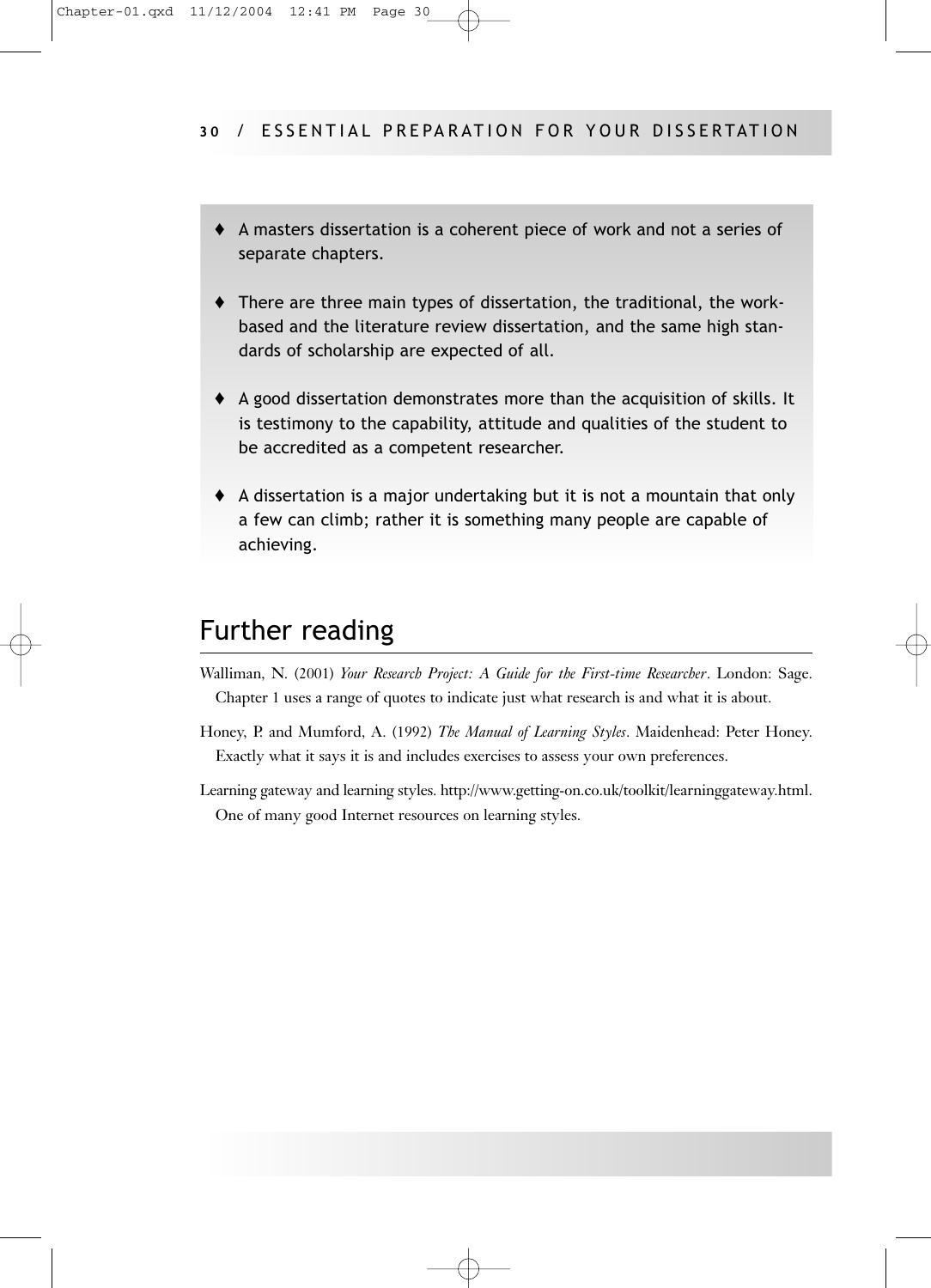- A masters dissertation is a coherent piece of work and not a series of separate chapters.
- There are three main types of dissertation, the traditional, the work-based and the literature review dissertation, and the same high standards of scholarship are expected of all.
- A good dissertation demonstrates more than the acquisition of skills. It is testimony to the capability, attitude and qualities of the student to be accredited as a competent researcher.
- A dissertation is a major undertaking but it is not a mountain that only a few can climb; rather it is something many people are capable of achieving.

## Further reading

Walliman, N. (2001) *Your Research Project: A Guide for the First-time Researcher*. London: Sage. Chapter 1 uses a range of quotes to indicate just what research is and what it is about.

Honey, P. and Mumford, A. (1992) *The Manual of Learning Styles*. Maidenhead: Peter Honey. Exactly what it says it is and includes exercises to assess your own preferences.

Learning gateway and learning styles. http://www.getting-on.co.uk/toolkit/learninggateway.html. One of many good Internet resources on learning styles.